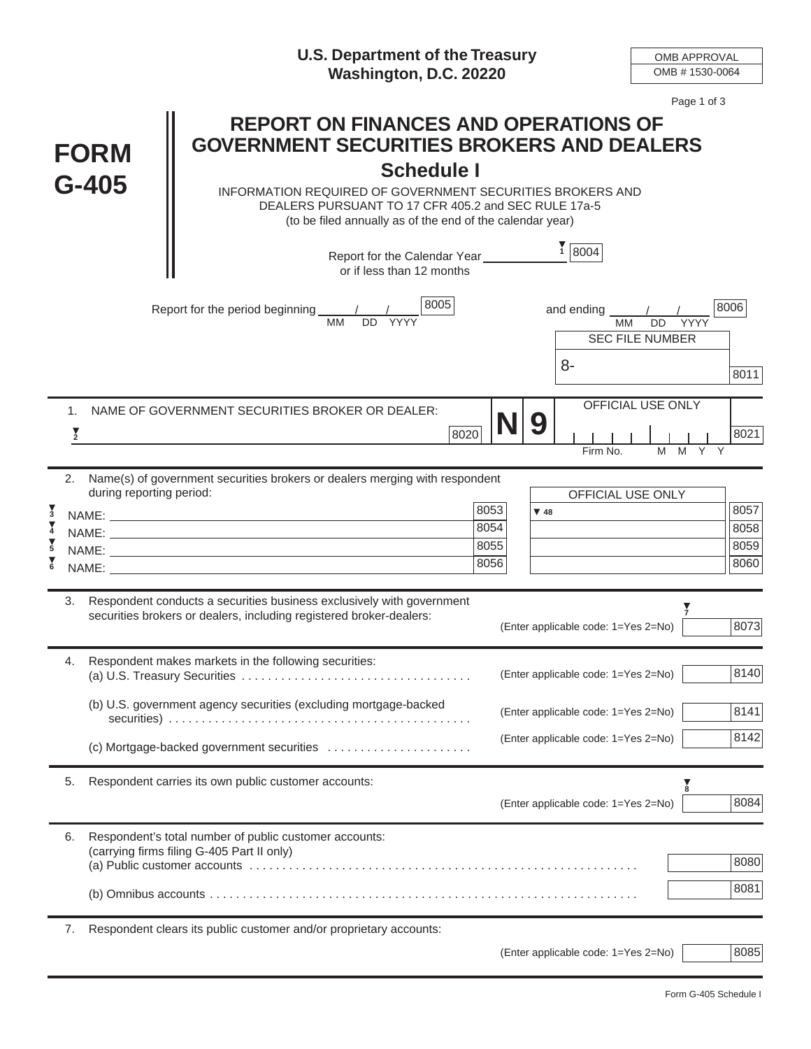U.S. Department of the Treasury
Washington, D.C. 20220

| OMB APPROVAL |
|---|
| OMB # 1530-0064 |

# FORM G-405

## REPORT ON FINANCES AND OPERATIONS OF GOVERNMENT SECURITIES BROKERS AND DEALERS

### Schedule I

INFORMATION REQUIRED OF GOVERNMENT SECURITIES BROKERS AND DEALERS PURSUANT TO 17 CFR 405.2 and SEC RULE 17a-5
(to be filed annually as of the end of the calendar year)

Report for the Calendar Year ____________ [1] 8004
or if less than 12 months

Report for the period beginning ____/____/____ (MM DD YYYY) 8005 and ending ____/____/____ (MM DD YYYY) 8006

SEC FILE NUMBER
8- ____________ 8011

1. NAME OF GOVERNMENT SECURITIES BROKER OR DEALER:
[2] ______________________________ 8020

N 9 — OFFICIAL USE ONLY: Firm No. | M M Y Y — 8021

2. Name(s) of government securities brokers or dealers merging with respondent during reporting period:

| | | | OFFICIAL USE ONLY | |
|---|---|---|---|---|
| [3] NAME: | | 8053 | [48] | 8057 |
| [4] NAME: | | 8054 | | 8058 |
| [5] NAME: | | 8055 | | 8059 |
| [6] NAME: | | 8056 | | 8060 |

3. Respondent conducts a securities business exclusively with government securities brokers or dealers, including registered broker-dealers: (Enter applicable code: 1=Yes 2=No) [7] ______ 8073

4. Respondent makes markets in the following securities:
   (a) U.S. Treasury Securities . . . . . . . . . . . . . . . . . . . . . . . . . . . . . . . . . . (Enter applicable code: 1=Yes 2=No) ______ 8140

   (b) U.S. government agency securities (excluding mortgage-backed securities) . . . . . . . . . . . . . . . . . . . . . . . . . . . . . . . . . . . . . . . . . . . . . (Enter applicable code: 1=Yes 2=No) ______ 8141

   (c) Mortgage-backed government securities . . . . . . . . . . . . . . . . . . . . . . (Enter applicable code: 1=Yes 2=No) ______ 8142

5. Respondent carries its own public customer accounts: (Enter applicable code: 1=Yes 2=No) [8] ______ 8084

6. Respondent's total number of public customer accounts:
   (carrying firms filing G-405 Part II only)
   (a) Public customer accounts . . . . . . . . . . . . . . . . . . . . . . . . . . . . . . . . . . . . . . . . . . . . . . . . . . . . . . . . ______ 8080

   (b) Omnibus accounts . . . . . . . . . . . . . . . . . . . . . . . . . . . . . . . . . . . . . . . . . . . . . . . . . . . . . . . . . . . . . . . ______ 8081

7. Respondent clears its public customer and/or proprietary accounts: (Enter applicable code: 1=Yes 2=No) ______ 8085

Form G-405 Schedule I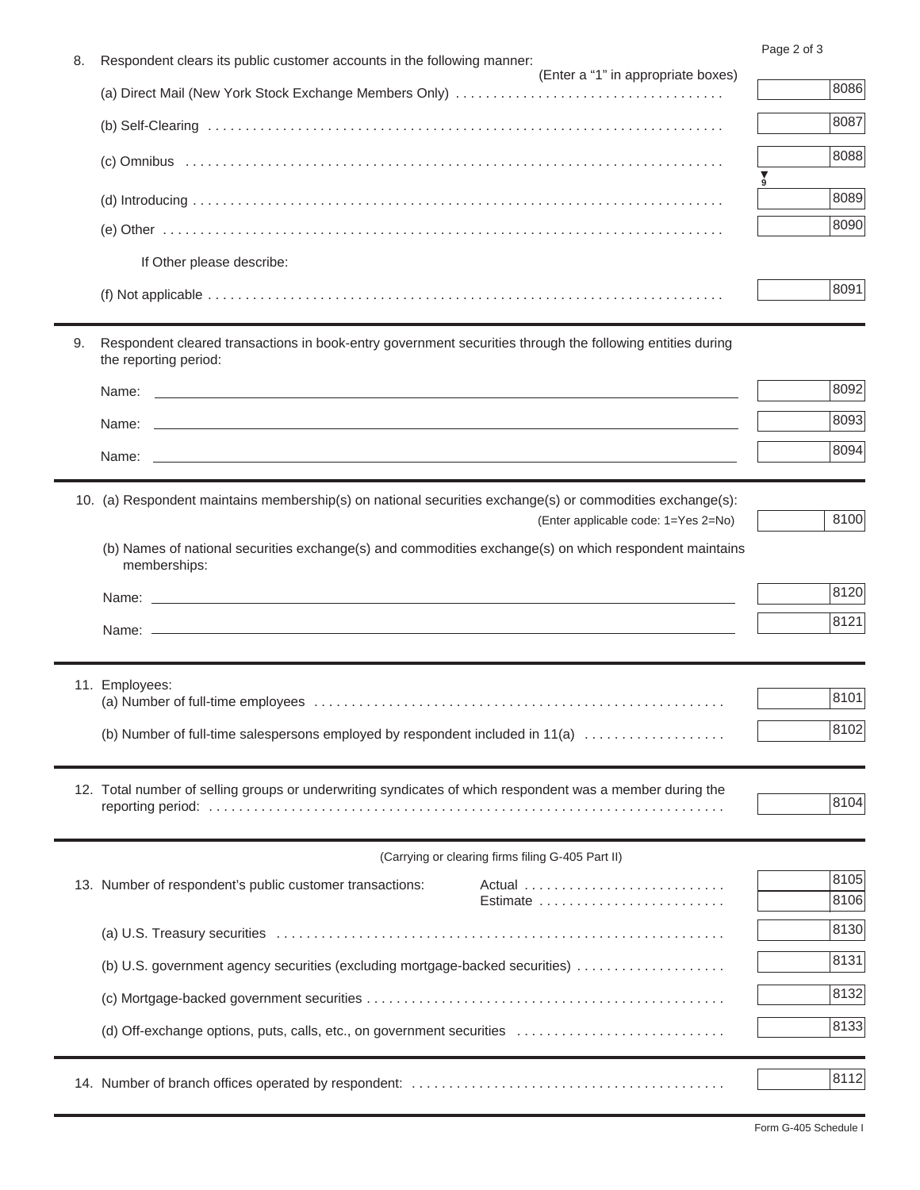8. Respondent clears its public customer accounts in the following manner:

(Enter a “1” in appropriate boxes)

| Item | | Code |
|---|---|---|
| (a) Direct Mail (New York Stock Exchange Members Only) | | 8086 |
| (b) Self-Clearing | | 8087 |
| (c) Omnibus | | 8088 |
| (d) Introducing | | 8089 |
| (e) Other | | 8090 |
| If Other please describe: | | |
| (f) Not applicable | | 8091 |

9. Respondent cleared transactions in book-entry government securities through the following entities during the reporting period:

| Name | | Code |
|---|---|---|
| Name: | | 8092 |
| Name: | | 8093 |
| Name: | | 8094 |

10. (a) Respondent maintains membership(s) on national securities exchange(s) or commodities exchange(s):

(Enter applicable code: 1=Yes 2=No) 8100

(b) Names of national securities exchange(s) and commodities exchange(s) on which respondent maintains memberships:

| Name | | Code |
|---|---|---|
| Name: | | 8120 |
| Name: | | 8121 |

11. Employees:

| Item | | Code |
|---|---|---|
| (a) Number of full-time employees | | 8101 |
| (b) Number of full-time salespersons employed by respondent included in 11(a) | | 8102 |

12. Total number of selling groups or underwriting syndicates of which respondent was a member during the reporting period: 8104

(Carrying or clearing firms filing G-405 Part II)

13. Number of respondent's public customer transactions:

| Item | | Code |
|---|---|---|
| Actual | | 8105 |
| Estimate | | 8106 |
| (a) U.S. Treasury securities | | 8130 |
| (b) U.S. government agency securities (excluding mortgage-backed securities) | | 8131 |
| (c) Mortgage-backed government securities | | 8132 |
| (d) Off-exchange options, puts, calls, etc., on government securities | | 8133 |

14. Number of branch offices operated by respondent: 8112

Form G-405 Schedule I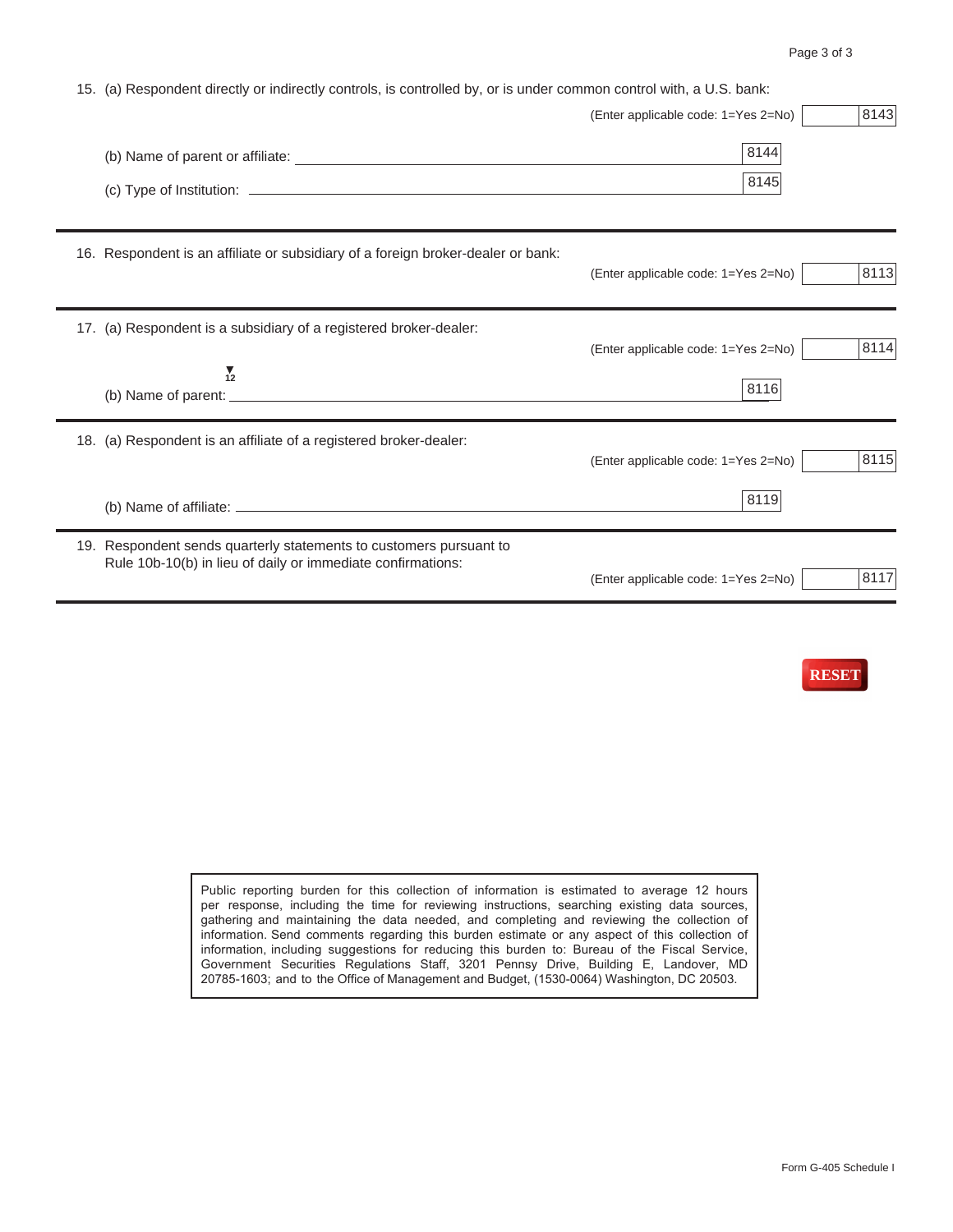15. (a) Respondent directly or indirectly controls, is controlled by, or is under common control with, a U.S. bank:

(Enter applicable code: 1=Yes 2=No) 8143

(b) Name of parent or affiliate: ______________________________ 8144

(c) Type of Institution: ______________________________ 8145

---

16. Respondent is an affiliate or subsidiary of a foreign broker-dealer or bank:

(Enter applicable code: 1=Yes 2=No) 8113

---

17. (a) Respondent is a subsidiary of a registered broker-dealer:

(Enter applicable code: 1=Yes 2=No) 8114

12

(b) Name of parent: ______________________________ 8116

---

18. (a) Respondent is an affiliate of a registered broker-dealer:

(Enter applicable code: 1=Yes 2=No) 8115

(b) Name of affiliate: ______________________________ 8119

---

19. Respondent sends quarterly statements to customers pursuant to Rule 10b-10(b) in lieu of daily or immediate confirmations:

(Enter applicable code: 1=Yes 2=No) 8117

---

RESET

Public reporting burden for this collection of information is estimated to average 12 hours per response, including the time for reviewing instructions, searching existing data sources, gathering and maintaining the data needed, and completing and reviewing the collection of information. Send comments regarding this burden estimate or any aspect of this collection of information, including suggestions for reducing this burden to: Bureau of the Fiscal Service, Government Securities Regulations Staff, 3201 Pennsy Drive, Building E, Landover, MD 20785-1603; and to the Office of Management and Budget, (1530-0064) Washington, DC 20503.

Form G-405 Schedule I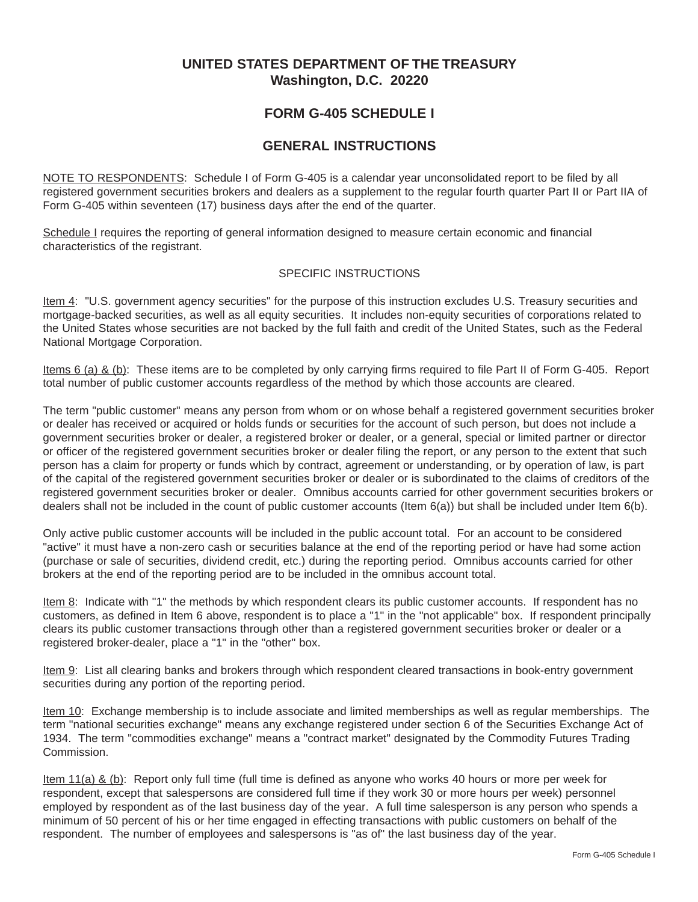# UNITED STATES DEPARTMENT OF THE TREASURY
**Washington, D.C. 20220**

## FORM G-405 SCHEDULE I

## GENERAL INSTRUCTIONS

<u>NOTE TO RESPONDENTS</u>: Schedule I of Form G-405 is a calendar year unconsolidated report to be filed by all registered government securities brokers and dealers as a supplement to the regular fourth quarter Part II or Part IIA of Form G-405 within seventeen (17) business days after the end of the quarter.

<u>Schedule I</u> requires the reporting of general information designed to measure certain economic and financial characteristics of the registrant.

SPECIFIC INSTRUCTIONS

<u>Item 4</u>: "U.S. government agency securities" for the purpose of this instruction excludes U.S. Treasury securities and mortgage-backed securities, as well as all equity securities. It includes non-equity securities of corporations related to the United States whose securities are not backed by the full faith and credit of the United States, such as the Federal National Mortgage Corporation.

<u>Items 6 (a) & (b)</u>: These items are to be completed by only carrying firms required to file Part II of Form G-405. Report total number of public customer accounts regardless of the method by which those accounts are cleared.

The term "public customer" means any person from whom or on whose behalf a registered government securities broker or dealer has received or acquired or holds funds or securities for the account of such person, but does not include a government securities broker or dealer, a registered broker or dealer, or a general, special or limited partner or director or officer of the registered government securities broker or dealer filing the report, or any person to the extent that such person has a claim for property or funds which by contract, agreement or understanding, or by operation of law, is part of the capital of the registered government securities broker or dealer or is subordinated to the claims of creditors of the registered government securities broker or dealer. Omnibus accounts carried for other government securities brokers or dealers shall not be included in the count of public customer accounts (Item 6(a)) but shall be included under Item 6(b).

Only active public customer accounts will be included in the public account total. For an account to be considered "active" it must have a non-zero cash or securities balance at the end of the reporting period or have had some action (purchase or sale of securities, dividend credit, etc.) during the reporting period. Omnibus accounts carried for other brokers at the end of the reporting period are to be included in the omnibus account total.

<u>Item 8</u>: Indicate with "1" the methods by which respondent clears its public customer accounts. If respondent has no customers, as defined in Item 6 above, respondent is to place a "1" in the "not applicable" box. If respondent principally clears its public customer transactions through other than a registered government securities broker or dealer or a registered broker-dealer, place a "1" in the "other" box.

<u>Item 9</u>: List all clearing banks and brokers through which respondent cleared transactions in book-entry government securities during any portion of the reporting period.

<u>Item 10</u>: Exchange membership is to include associate and limited memberships as well as regular memberships. The term "national securities exchange" means any exchange registered under section 6 of the Securities Exchange Act of 1934. The term "commodities exchange" means a "contract market" designated by the Commodity Futures Trading Commission.

<u>Item 11(a) & (b)</u>: Report only full time (full time is defined as anyone who works 40 hours or more per week for respondent, except that salespersons are considered full time if they work 30 or more hours per week) personnel employed by respondent as of the last business day of the year. A full time salesperson is any person who spends a minimum of 50 percent of his or her time engaged in effecting transactions with public customers on behalf of the respondent. The number of employees and salespersons is "as of" the last business day of the year.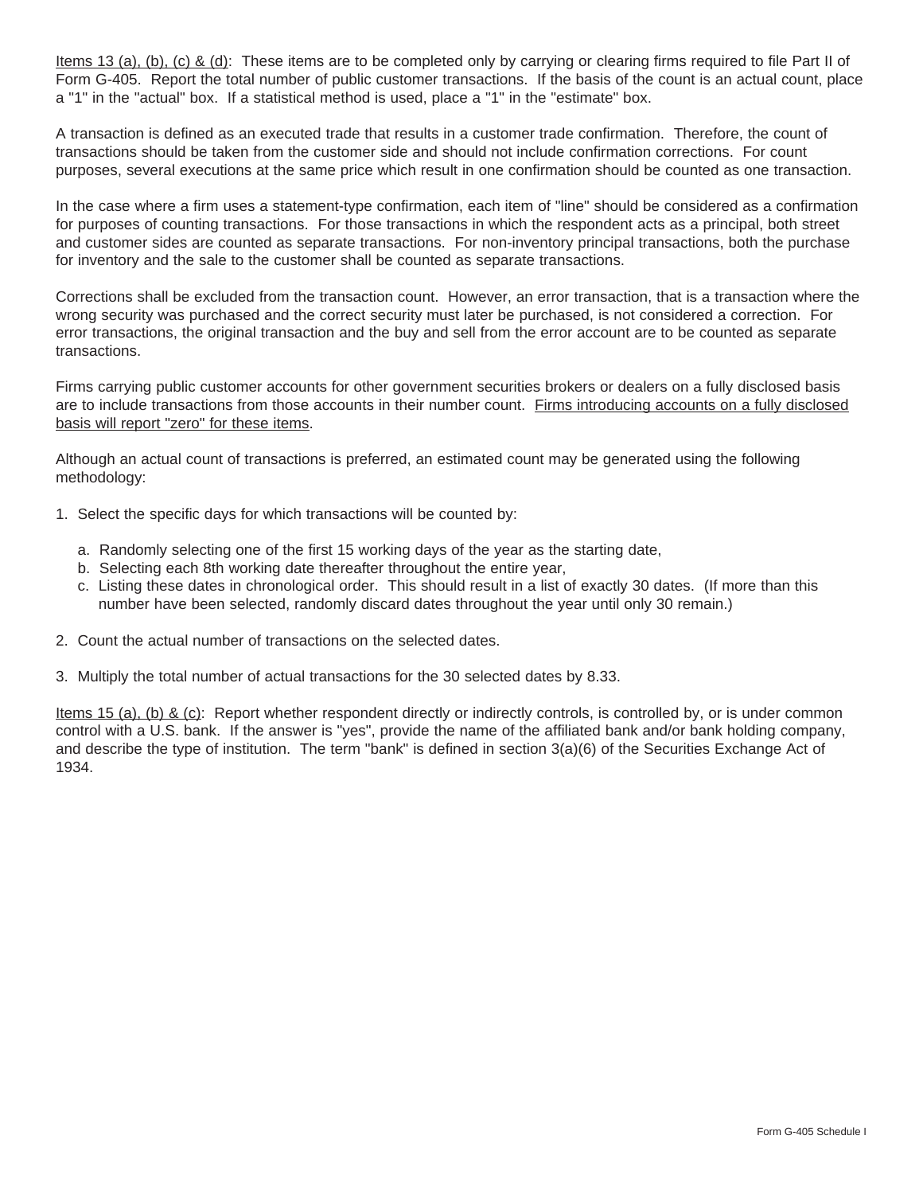<u>Items 13 (a), (b), (c) & (d)</u>: These items are to be completed only by carrying or clearing firms required to file Part II of Form G-405. Report the total number of public customer transactions. If the basis of the count is an actual count, place a "1" in the "actual" box. If a statistical method is used, place a "1" in the "estimate" box.

A transaction is defined as an executed trade that results in a customer trade confirmation. Therefore, the count of transactions should be taken from the customer side and should not include confirmation corrections. For count purposes, several executions at the same price which result in one confirmation should be counted as one transaction.

In the case where a firm uses a statement-type confirmation, each item of "line" should be considered as a confirmation for purposes of counting transactions. For those transactions in which the respondent acts as a principal, both street and customer sides are counted as separate transactions. For non-inventory principal transactions, both the purchase for inventory and the sale to the customer shall be counted as separate transactions.

Corrections shall be excluded from the transaction count. However, an error transaction, that is a transaction where the wrong security was purchased and the correct security must later be purchased, is not considered a correction. For error transactions, the original transaction and the buy and sell from the error account are to be counted as separate transactions.

Firms carrying public customer accounts for other government securities brokers or dealers on a fully disclosed basis are to include transactions from those accounts in their number count. <u>Firms introducing accounts on a fully disclosed basis will report "zero" for these items</u>.

Although an actual count of transactions is preferred, an estimated count may be generated using the following methodology:

1. Select the specific days for which transactions will be counted by:

   a. Randomly selecting one of the first 15 working days of the year as the starting date,
   b. Selecting each 8th working date thereafter throughout the entire year,
   c. Listing these dates in chronological order. This should result in a list of exactly 30 dates. (If more than this number have been selected, randomly discard dates throughout the year until only 30 remain.)

2. Count the actual number of transactions on the selected dates.

3. Multiply the total number of actual transactions for the 30 selected dates by 8.33.

<u>Items 15 (a), (b) & (c)</u>: Report whether respondent directly or indirectly controls, is controlled by, or is under common control with a U.S. bank. If the answer is "yes", provide the name of the affiliated bank and/or bank holding company, and describe the type of institution. The term "bank" is defined in section 3(a)(6) of the Securities Exchange Act of 1934.